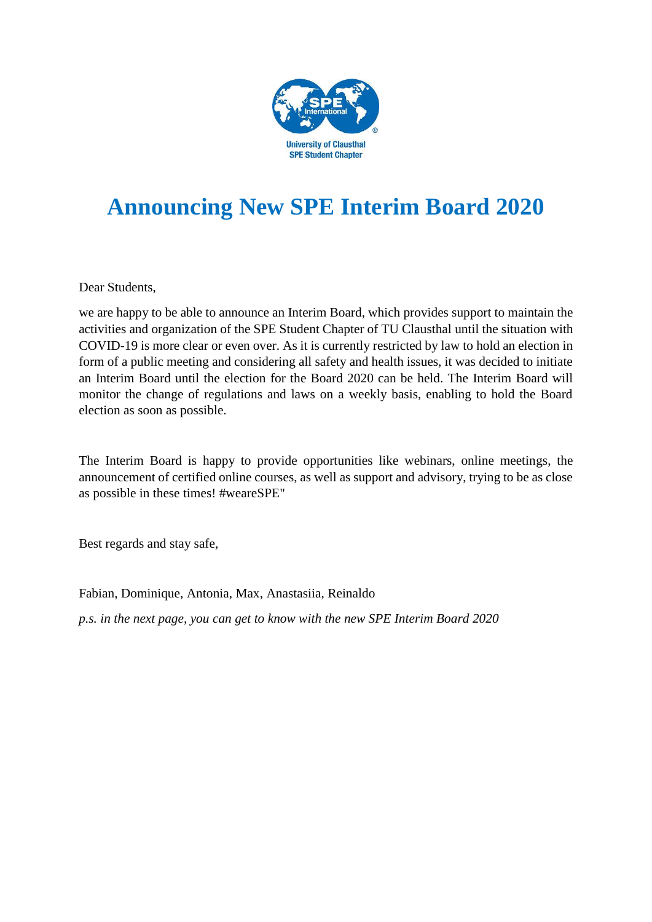University of Clausthal
SPE Student Chapter

# Announcing New SPE Interim Board 2020

Dear Students,

we are happy to be able to announce an Interim Board, which provides support to maintain the activities and organization of the SPE Student Chapter of TU Clausthal until the situation with COVID-19 is more clear or even over. As it is currently restricted by law to hold an election in form of a public meeting and considering all safety and health issues, it was decided to initiate an Interim Board until the election for the Board 2020 can be held. The Interim Board will monitor the change of regulations and laws on a weekly basis, enabling to hold the Board election as soon as possible.

The Interim Board is happy to provide opportunities like webinars, online meetings, the announcement of certified online courses, as well as support and advisory, trying to be as close as possible in these times! #weareSPE"

Best regards and stay safe,

Fabian, Dominique, Antonia, Max, Anastasiia, Reinaldo

*p.s. in the next page, you can get to know with the new SPE Interim Board 2020*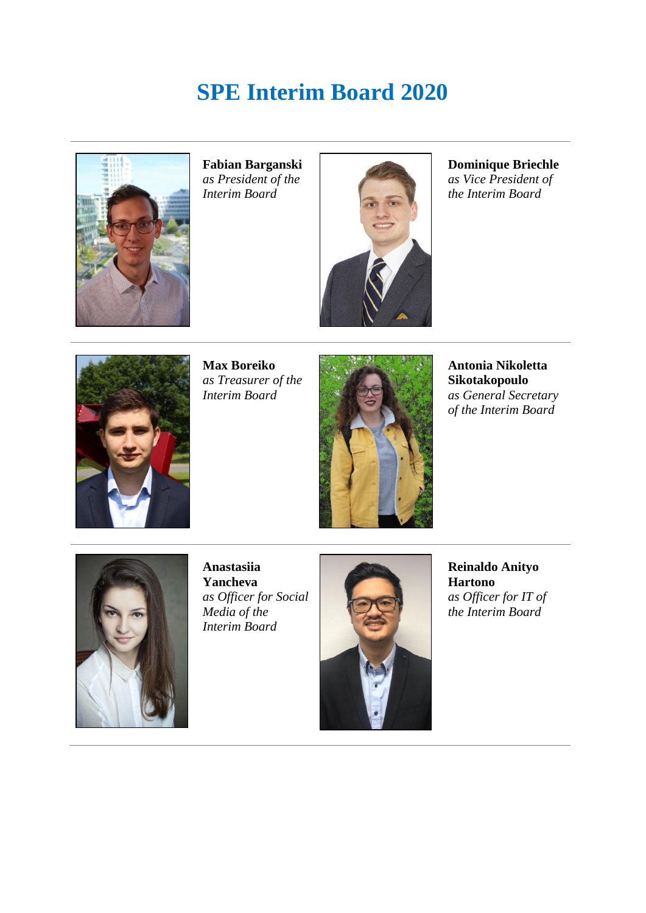# SPE Interim Board 2020

**Fabian Barganski**
*as President of the Interim Board*

**Dominique Briechle**
*as Vice President of the Interim Board*

**Max Boreiko**
*as Treasurer of the Interim Board*

**Antonia Nikoletta Sikotakopoulo**
*as General Secretary of the Interim Board*

**Anastasiia Yancheva**
*as Officer for Social Media of the Interim Board*

**Reinaldo Anityo Hartono**
*as Officer for IT of the Interim Board*